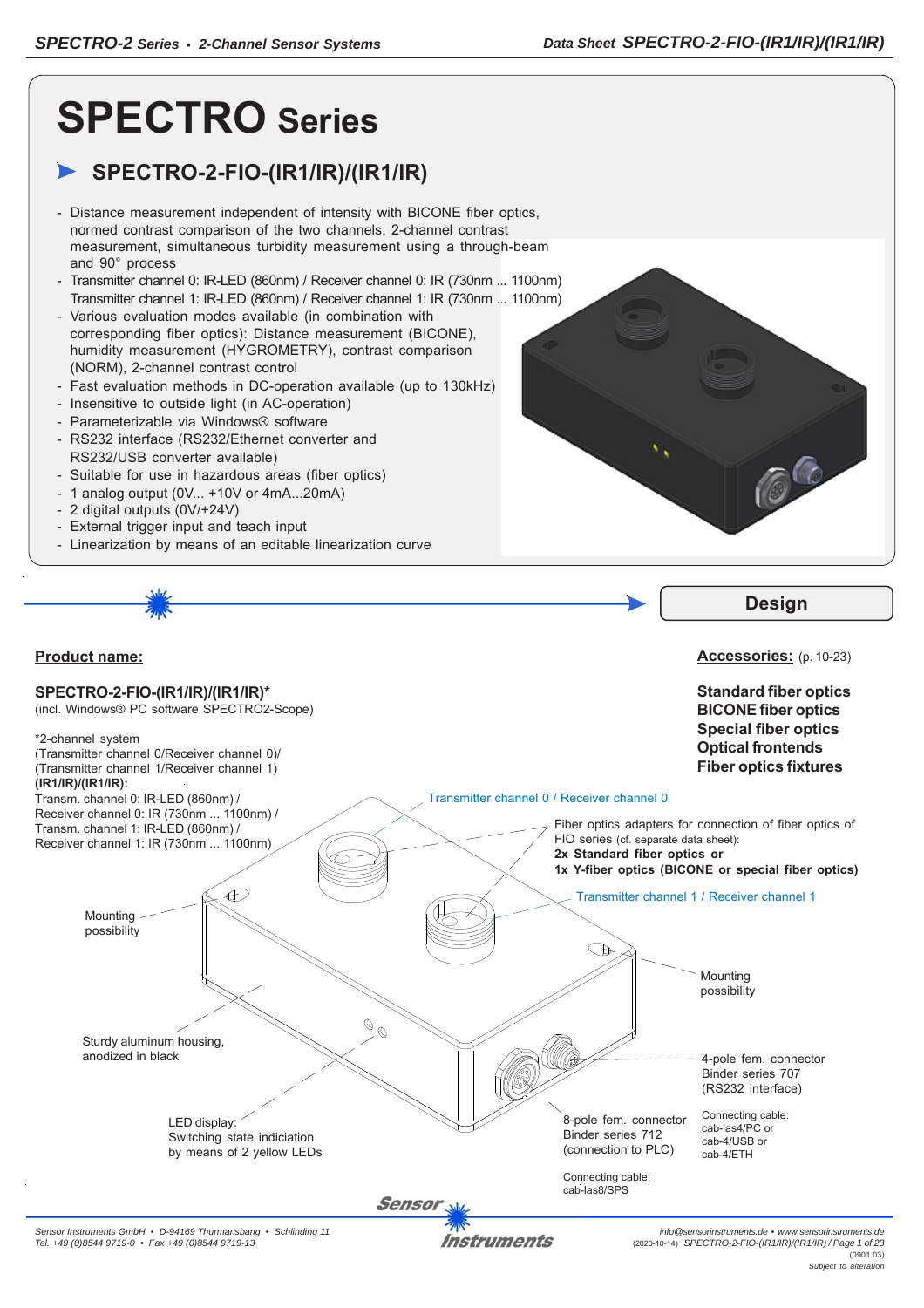# SPECTRO Series

## SPECTRO-2-FIO-(IR1/IR)/(IR1/IR)

- Distance measurement independent of intensity with BICONE fiber optics, normed contrast comparison of the two channels, 2-channel contrast measurement, simultaneous turbidity measurement using a through-beam and 90° process
- Transmitter channel 0: IR-LED (860nm) / Receiver channel 0: IR (730nm ... 1100nm)
  Transmitter channel 1: IR-LED (860nm) / Receiver channel 1: IR (730nm ... 1100nm)
- Various evaluation modes available (in combination with corresponding fiber optics): Distance measurement (BICONE), humidity measurement (HYGROMETRY), contrast comparison (NORM), 2-channel contrast control
- Fast evaluation methods in DC-operation available (up to 130kHz)
- Insensitive to outside light (in AC-operation)
- Parameterizable via Windows® software
- RS232 interface (RS232/Ethernet converter and RS232/USB converter available)
- Suitable for use in hazardous areas (fiber optics)
- 1 analog output (0V... +10V or 4mA...20mA)
- 2 digital outputs (0V/+24V)
- External trigger input and teach input
- Linearization by means of an editable linearization curve

## Design

**Product name:**

**SPECTRO-2-FIO-(IR1/IR)/(IR1/IR)***
(incl. Windows® PC software SPECTRO2-Scope)

*2-channel system
(Transmitter channel 0/Receiver channel 0)/
(Transmitter channel 1/Receiver channel 1)
**(IR1/IR)/(IR1/IR):**
Transm. channel 0: IR-LED (860nm) /
Receiver channel 0: IR (730nm ... 1100nm) /
Transm. channel 1: IR-LED (860nm) /
Receiver channel 1: IR (730nm ... 1100nm)

**Accessories:** (p. 10-23)

**Standard fiber optics**
**BICONE fiber optics**
**Special fiber optics**
**Optical frontends**
**Fiber optics fixtures**

Transmitter channel 0 / Receiver channel 0

Fiber optics adapters for connection of fiber optics of FIO series (cf. separate data sheet):
**2x Standard fiber optics or**
**1x Y-fiber optics (BICONE or special fiber optics)**

Transmitter channel 1 / Receiver channel 1

Mounting possibility

Mounting possibility

Sturdy aluminum housing, anodized in black

4-pole fem. connector Binder series 707 (RS232 interface)

Connecting cable: cab-las4/PC or cab-4/USB or cab-4/ETH

LED display: Switching state indiciation by means of 2 yellow LEDs

8-pole fem. connector Binder series 712 (connection to PLC)

Connecting cable: cab-las8/SPS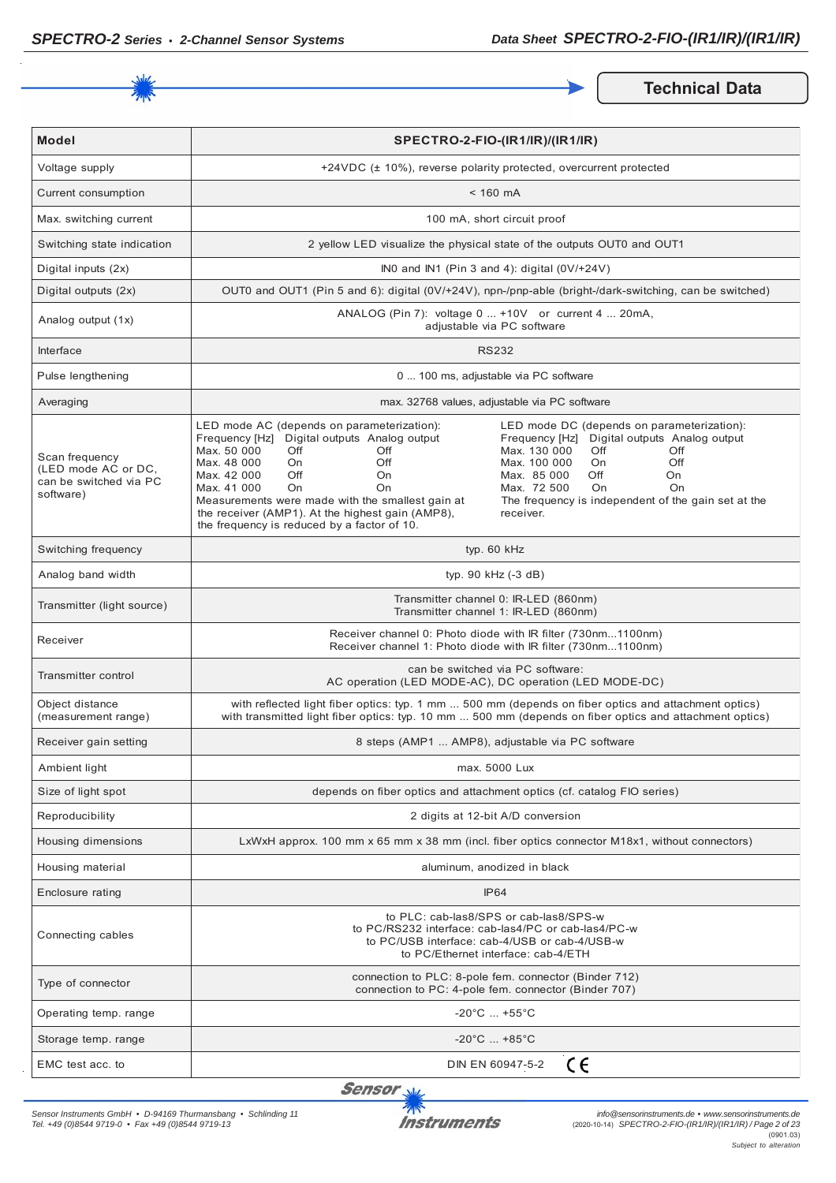## Technical Data

| Model | SPECTRO-2-FIO-(IR1/IR)/(IR1/IR) |
|---|---|
| Voltage supply | +24VDC (± 10%), reverse polarity protected, overcurrent protected |
| Current consumption | < 160 mA |
| Max. switching current | 100 mA, short circuit proof |
| Switching state indication | 2 yellow LED visualize the physical state of the outputs OUT0 and OUT1 |
| Digital inputs (2x) | IN0 and IN1 (Pin 3 and 4): digital (0V/+24V) |
| Digital outputs (2x) | OUT0 and OUT1 (Pin 5 and 6): digital (0V/+24V), npn-/pnp-able (bright-/dark-switching, can be switched) |
| Analog output (1x) | ANALOG (Pin 7): voltage 0 ... +10V or current 4 ... 20mA, adjustable via PC software |
| Interface | RS232 |
| Pulse lengthening | 0 ... 100 ms, adjustable via PC software |
| Averaging | max. 32768 values, adjustable via PC software |
| Scan frequency (LED mode AC or DC, can be switched via PC software) | LED mode AC (depends on parameterization):<br>Frequency [Hz] / Digital outputs / Analog output<br>Max. 50 000 / Off / Off<br>Max. 48 000 / On / Off<br>Max. 42 000 / Off / On<br>Max. 41 000 / On / On<br>Measurements were made with the smallest gain at the receiver (AMP1). At the highest gain (AMP8), the frequency is reduced by a factor of 10.<br><br>LED mode DC (depends on parameterization):<br>Frequency [Hz] / Digital outputs / Analog output<br>Max. 130 000 / Off / Off<br>Max. 100 000 / On / Off<br>Max. 85 000 / Off / On<br>Max. 72 500 / On / On<br>The frequency is independent of the gain set at the receiver. |
| Switching frequency | typ. 60 kHz |
| Analog band width | typ. 90 kHz (-3 dB) |
| Transmitter (light source) | Transmitter channel 0: IR-LED (860nm)<br>Transmitter channel 1: IR-LED (860nm) |
| Receiver | Receiver channel 0: Photo diode with IR filter (730nm...1100nm)<br>Receiver channel 1: Photo diode with IR filter (730nm...1100nm) |
| Transmitter control | can be switched via PC software:<br>AC operation (LED MODE-AC), DC operation (LED MODE-DC) |
| Object distance (measurement range) | with reflected light fiber optics: typ. 1 mm ... 500 mm (depends on fiber optics and attachment optics)<br>with transmitted light fiber optics: typ. 10 mm ... 500 mm (depends on fiber optics and attachment optics) |
| Receiver gain setting | 8 steps (AMP1 ... AMP8), adjustable via PC software |
| Ambient light | max. 5000 Lux |
| Size of light spot | depends on fiber optics and attachment optics (cf. catalog FIO series) |
| Reproducibility | 2 digits at 12-bit A/D conversion |
| Housing dimensions | LxWxH approx. 100 mm x 65 mm x 38 mm (incl. fiber optics connector M18x1, without connectors) |
| Housing material | aluminum, anodized in black |
| Enclosure rating | IP64 |
| Connecting cables | to PLC: cab-las8/SPS or cab-las8/SPS-w<br>to PC/RS232 interface: cab-las4/PC or cab-las4/PC-w<br>to PC/USB interface: cab-4/USB or cab-4/USB-w<br>to PC/Ethernet interface: cab-4/ETH |
| Type of connector | connection to PLC: 8-pole fem. connector (Binder 712)<br>connection to PC: 4-pole fem. connector (Binder 707) |
| Operating temp. range | -20°C ... +55°C |
| Storage temp. range | -20°C ... +85°C |
| EMC test acc. to | DIN EN 60947-5-2 CE |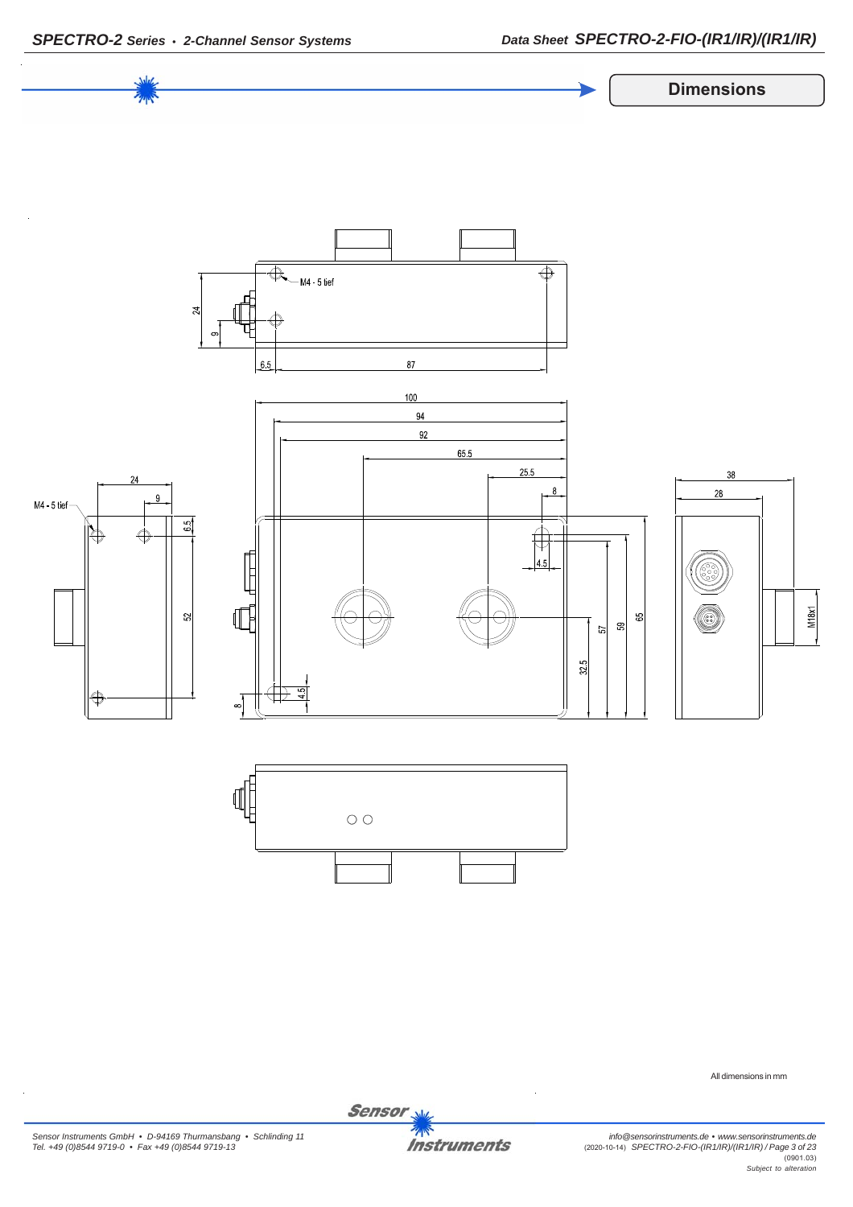## Dimensions

M4 - 5 tief

24

9

6.5

87

100

94

92

65.5

25.5

8

24

9

M4 - 5 tief

6.5

52

4.5

57

59

65

32.5

4.5

8

38

28

M18x1

All dimensions in mm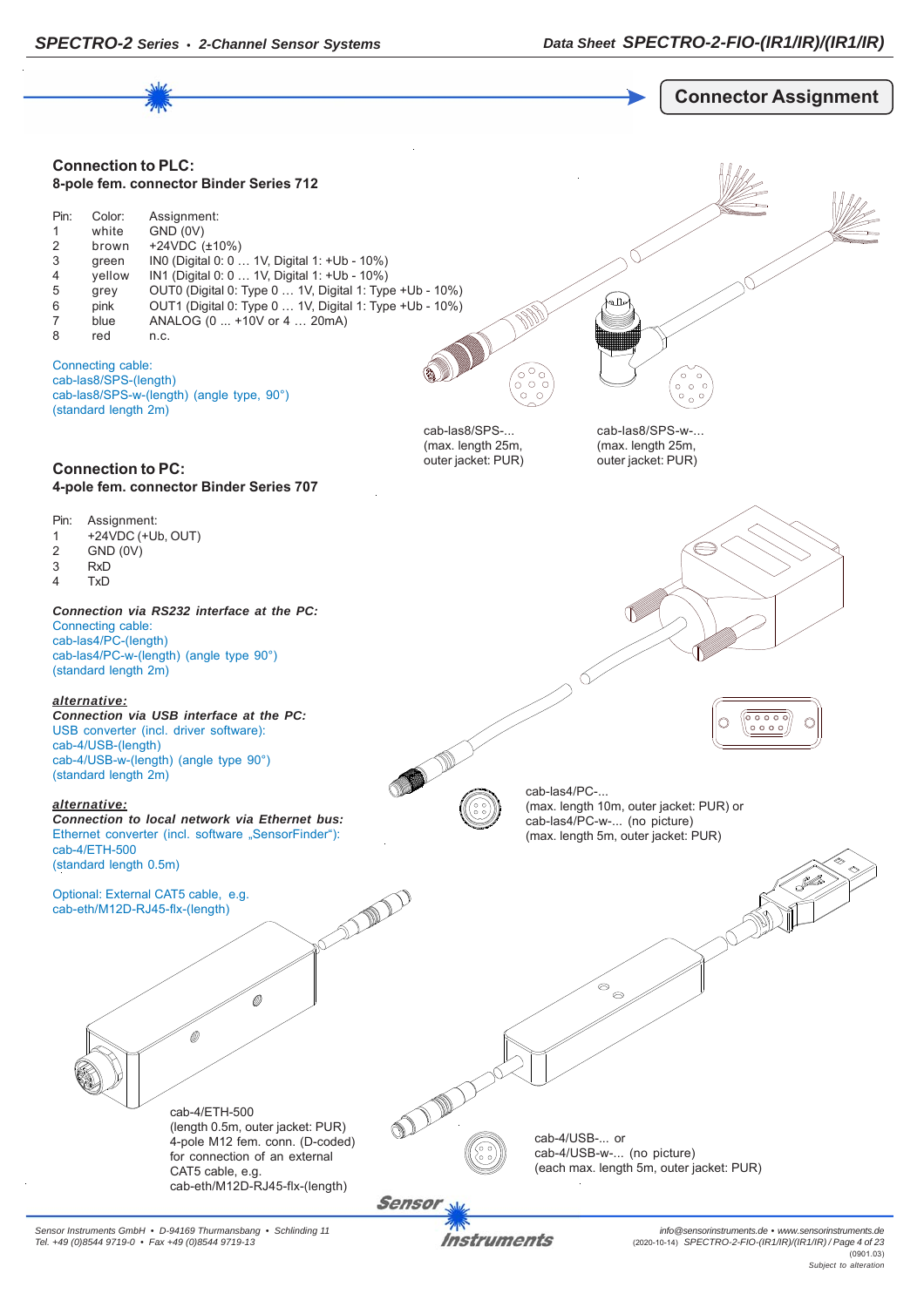## Connector Assignment

### Connection to PLC:

**8-pole fem. connector Binder Series 712**

| Pin: | Color: | Assignment: |
|---|---|---|
| 1 | white | GND (0V) |
| 2 | brown | +24VDC (±10%) |
| 3 | green | IN0 (Digital 0: 0 … 1V, Digital 1: +Ub - 10%) |
| 4 | yellow | IN1 (Digital 0: 0 … 1V, Digital 1: +Ub - 10%) |
| 5 | grey | OUT0 (Digital 0: Type 0 … 1V, Digital 1: Type +Ub - 10%) |
| 6 | pink | OUT1 (Digital 0: Type 0 … 1V, Digital 1: Type +Ub - 10%) |
| 7 | blue | ANALOG (0 ... +10V or 4 … 20mA) |
| 8 | red | n.c. |

Connecting cable:
cab-las8/SPS-(length)
cab-las8/SPS-w-(length) (angle type, 90°)
(standard length 2m)

cab-las8/SPS-...
(max. length 25m,
outer jacket: PUR)

cab-las8/SPS-w-...
(max. length 25m,
outer jacket: PUR)

### Connection to PC:

**4-pole fem. connector Binder Series 707**

| Pin: | Assignment: |
|---|---|
| 1 | +24VDC (+Ub, OUT) |
| 2 | GND (0V) |
| 3 | RxD |
| 4 | TxD |

***Connection via RS232 interface at the PC:***
Connecting cable:
cab-las4/PC-(length)
cab-las4/PC-w-(length) (angle type 90°)
(standard length 2m)

***alternative:***
***Connection via USB interface at the PC:***
USB converter (incl. driver software):
cab-4/USB-(length)
cab-4/USB-w-(length) (angle type 90°)
(standard length 2m)

***alternative:***
***Connection to local network via Ethernet bus:***
Ethernet converter (incl. software „SensorFinder"):
cab-4/ETH-500
(standard length 0.5m)

Optional: External CAT5 cable, e.g.
cab-eth/M12D-RJ45-flx-(length)

cab-las4/PC-...
(max. length 10m, outer jacket: PUR) or
cab-las4/PC-w-... (no picture)
(max. length 5m, outer jacket: PUR)

cab-4/ETH-500
(length 0.5m, outer jacket: PUR)
4-pole M12 fem. conn. (D-coded)
for connection of an external
CAT5 cable, e.g.
cab-eth/M12D-RJ45-flx-(length)

cab-4/USB-... or
cab-4/USB-w-... (no picture)
(each max. length 5m, outer jacket: PUR)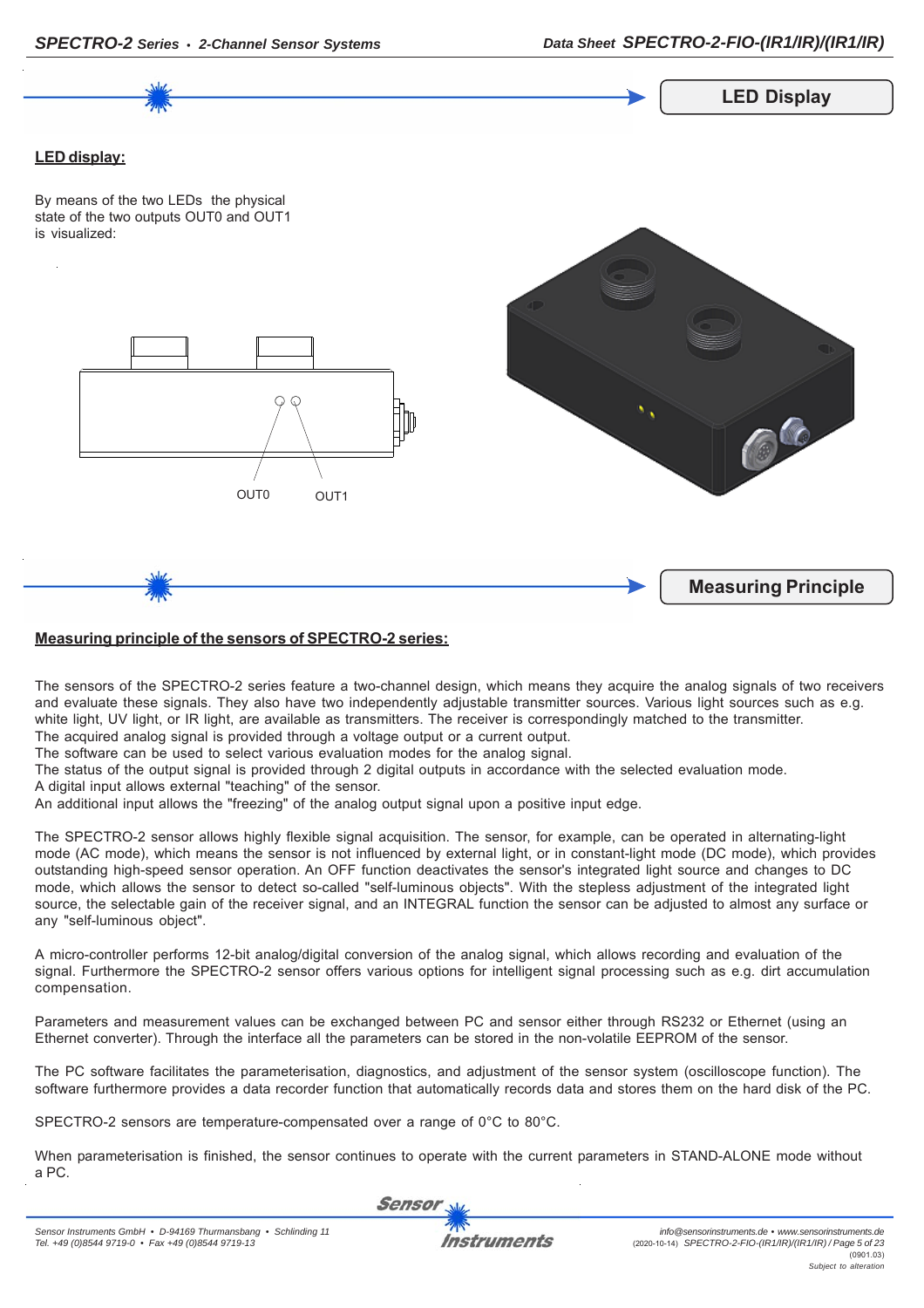## LED Display

**LED display:**

By means of the two LEDs the physical state of the two outputs OUT0 and OUT1 is visualized:

OUT0 OUT1

## Measuring Principle

**Measuring principle of the sensors of SPECTRO-2 series:**

The sensors of the SPECTRO-2 series feature a two-channel design, which means they acquire the analog signals of two receivers and evaluate these signals. They also have two independently adjustable transmitter sources. Various light sources such as e.g. white light, UV light, or IR light, are available as transmitters. The receiver is correspondingly matched to the transmitter.
The acquired analog signal is provided through a voltage output or a current output.
The software can be used to select various evaluation modes for the analog signal.
The status of the output signal is provided through 2 digital outputs in accordance with the selected evaluation mode.
A digital input allows external "teaching" of the sensor.
An additional input allows the "freezing" of the analog output signal upon a positive input edge.

The SPECTRO-2 sensor allows highly flexible signal acquisition. The sensor, for example, can be operated in alternating-light mode (AC mode), which means the sensor is not influenced by external light, or in constant-light mode (DC mode), which provides outstanding high-speed sensor operation. An OFF function deactivates the sensor's integrated light source and changes to DC mode, which allows the sensor to detect so-called "self-luminous objects". With the stepless adjustment of the integrated light source, the selectable gain of the receiver signal, and an INTEGRAL function the sensor can be adjusted to almost any surface or any "self-luminous object".

A micro-controller performs 12-bit analog/digital conversion of the analog signal, which allows recording and evaluation of the signal. Furthermore the SPECTRO-2 sensor offers various options for intelligent signal processing such as e.g. dirt accumulation compensation.

Parameters and measurement values can be exchanged between PC and sensor either through RS232 or Ethernet (using an Ethernet converter). Through the interface all the parameters can be stored in the non-volatile EEPROM of the sensor.

The PC software facilitates the parameterisation, diagnostics, and adjustment of the sensor system (oscilloscope function). The software furthermore provides a data recorder function that automatically records data and stores them on the hard disk of the PC.

SPECTRO-2 sensors are temperature-compensated over a range of 0°C to 80°C.

When parameterisation is finished, the sensor continues to operate with the current parameters in STAND-ALONE mode without a PC.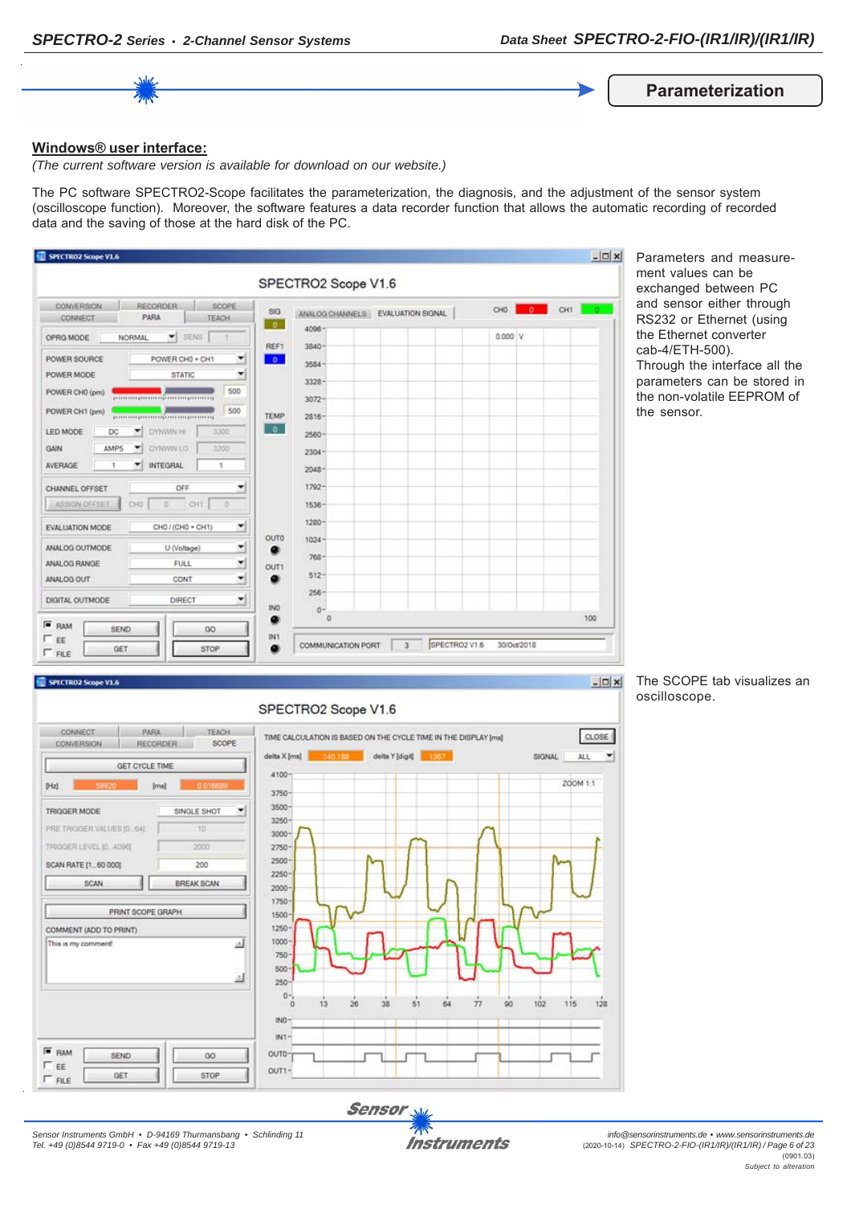## Parameterization

**Windows® user interface:**

*(The current software version is available for download on our website.)*

The PC software SPECTRO2-Scope facilitates the parameterization, the diagnosis, and the adjustment of the sensor system (oscilloscope function). Moreover, the software features a data recorder function that allows the automatic recording of recorded data and the saving of those at the hard disk of the PC.

Parameters and measurement values can be exchanged between PC and sensor either through RS232 or Ethernet (using the Ethernet converter cab-4/ETH-500).
Through the interface all the parameters can be stored in the non-volatile EEPROM of the sensor.

The SCOPE tab visualizes an oscilloscope.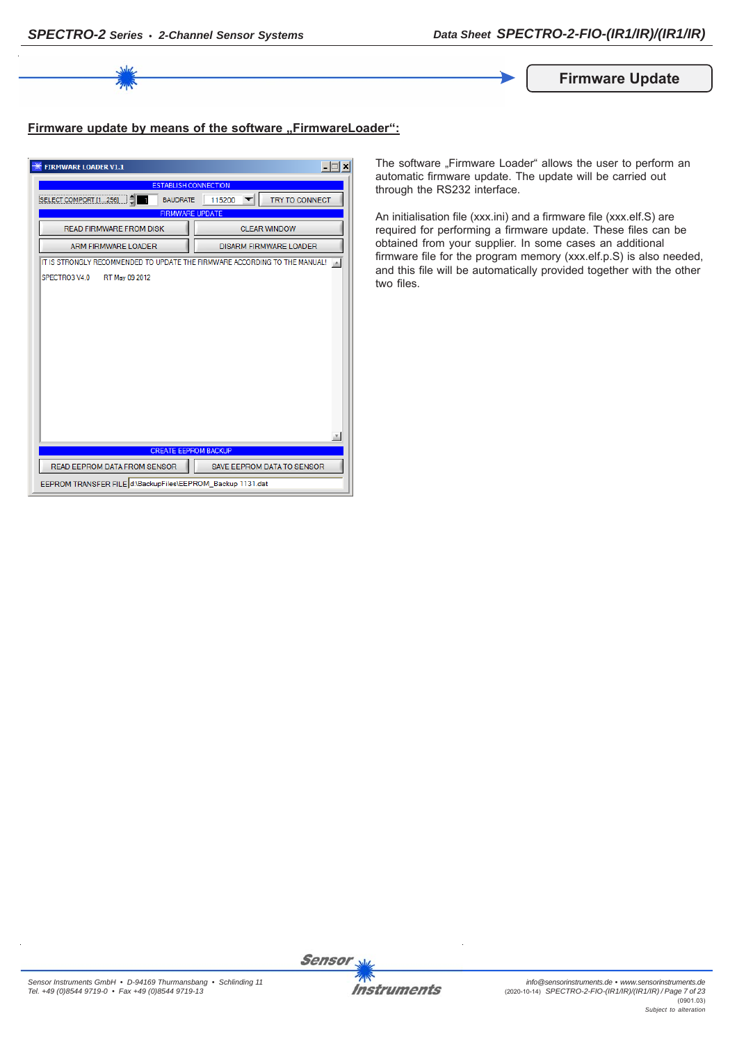## Firmware Update

### Firmware update by means of the software „FirmwareLoader":

The software „Firmware Loader" allows the user to perform an automatic firmware update. The update will be carried out through the RS232 interface.

An initialisation file (xxx.ini) and a firmware file (xxx.elf.S) are required for performing a firmware update. These files can be obtained from your supplier. In some cases an additional firmware file for the program memory (xxx.elf.p.S) is also needed, and this file will be automatically provided together with the other two files.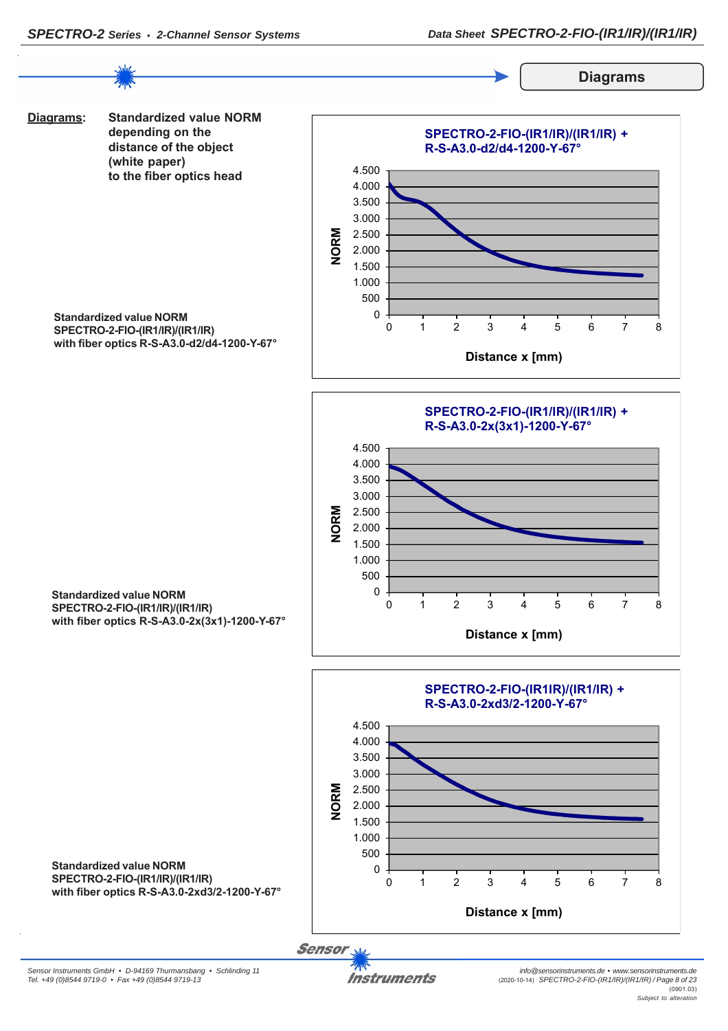## Diagrams

**Diagrams:** **Standardized value NORM depending on the distance of the object (white paper) to the fiber optics head**

**Standardized value NORM SPECTRO-2-FIO-(IR1/IR)/(IR1/IR) with fiber optics R-S-A3.0-d2/d4-1200-Y-67°**

SPECTRO-2-FIO-(IR1/IR)/(IR1/IR) + R-S-A3.0-d2/d4-1200-Y-67°

NORM: 0 – 4.500; Distance x [mm]: 0 – 8

**Standardized value NORM SPECTRO-2-FIO-(IR1/IR)/(IR1/IR) with fiber optics R-S-A3.0-2x(3x1)-1200-Y-67°**

SPECTRO-2-FIO-(IR1/IR)/(IR1/IR) + R-S-A3.0-2x(3x1)-1200-Y-67°

NORM: 0 – 4.500; Distance x [mm]: 0 – 8

**Standardized value NORM SPECTRO-2-FIO-(IR1/IR)/(IR1/IR) with fiber optics R-S-A3.0-2xd3/2-1200-Y-67°**

SPECTRO-2-FIO-(IR1IR)/(IR1/IR) + R-S-A3.0-2xd3/2-1200-Y-67°

NORM: 0 – 4.500; Distance x [mm]: 0 – 8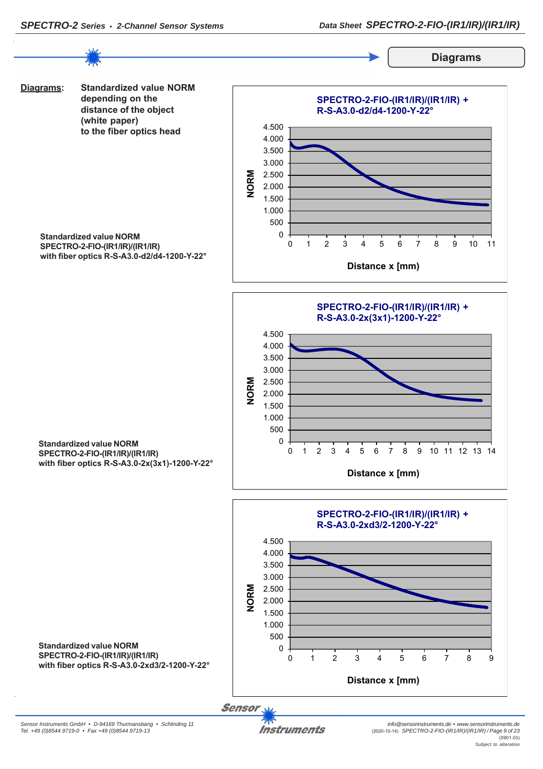## Diagrams

**Diagrams:** **Standardized value NORM depending on the distance of the object (white paper) to the fiber optics head**

**Standardized value NORM SPECTRO-2-FIO-(IR1/IR)/(IR1/IR) with fiber optics R-S-A3.0-d2/d4-1200-Y-22°**

SPECTRO-2-FIO-(IR1/IR)/(IR1/IR) + R-S-A3.0-d2/d4-1200-Y-22°

NORM

Distance x [mm]

**Standardized value NORM SPECTRO-2-FIO-(IR1/IR)/(IR1/IR) with fiber optics R-S-A3.0-2x(3x1)-1200-Y-22°**

SPECTRO-2-FIO-(IR1/IR)/(IR1/IR) + R-S-A3.0-2x(3x1)-1200-Y-22°

NORM

Distance x [mm]

**Standardized value NORM SPECTRO-2-FIO-(IR1/IR)/(IR1/IR) with fiber optics R-S-A3.0-2xd3/2-1200-Y-22°**

SPECTRO-2-FIO-(IR1/IR)/(IR1/IR) + R-S-A3.0-2xd3/2-1200-Y-22°

NORM

Distance x [mm]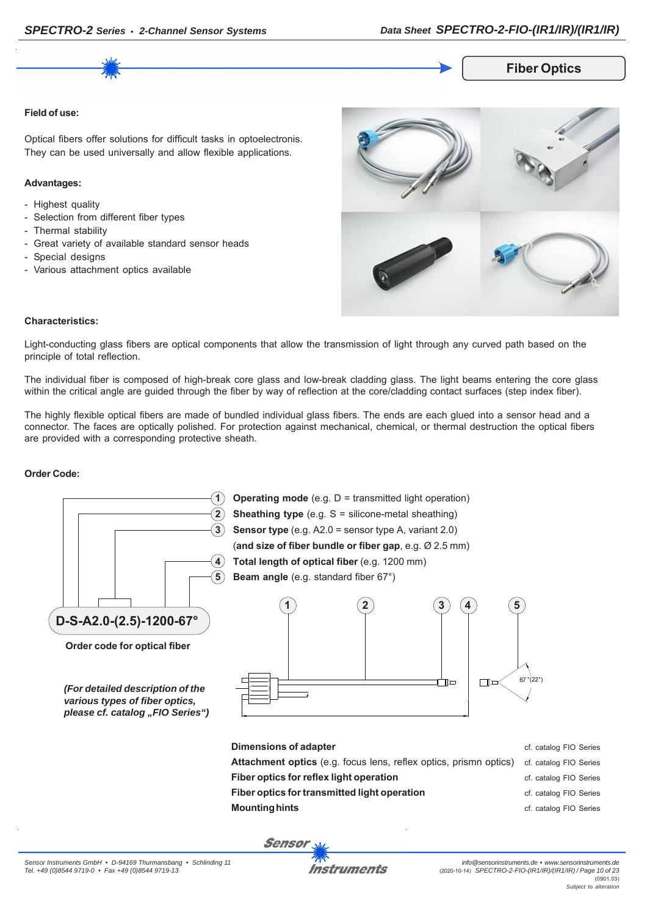## Fiber Optics

**Field of use:**

Optical fibers offer solutions for difficult tasks in optoelectronis. They can be used universally and allow flexible applications.

**Advantages:**

- Highest quality
- Selection from different fiber types
- Thermal stability
- Great variety of available standard sensor heads
- Special designs
- Various attachment optics available

**Characteristics:**

Light-conducting glass fibers are optical components that allow the transmission of light through any curved path based on the principle of total reflection.

The individual fiber is composed of high-break core glass and low-break cladding glass. The light beams entering the core glass within the critical angle are guided through the fiber by way of reflection at the core/cladding contact surfaces (step index fiber).

The highly flexible optical fibers are made of bundled individual glass fibers. The ends are each glued into a sensor head and a connector. The faces are optically polished. For protection against mechanical, chemical, or thermal destruction the optical fibers are provided with a corresponding protective sheath.

**Order Code:**

1. **Operating mode** (e.g. D = transmitted light operation)
2. **Sheathing type** (e.g. S = silicone-metal sheathing)
3. **Sensor type** (e.g. A2.0 = sensor type A, variant 2.0) (**and size of fiber bundle or fiber gap**, e.g. Ø 2.5 mm)
4. **Total length of optical fiber** (e.g. 1200 mm)
5. **Beam angle** (e.g. standard fiber 67°)

**D-S-A2.0-(2.5)-1200-67°**

**Order code for optical fiber**

*(For detailed description of the various types of fiber optics, please cf. catalog „FIO Series“)*

67° (22°)

| | |
|---|---|
| **Dimensions of adapter** | cf. catalog FIO Series |
| **Attachment optics** (e.g. focus lens, reflex optics, prismn optics) | cf. catalog FIO Series |
| **Fiber optics for reflex light operation** | cf. catalog FIO Series |
| **Fiber optics for transmitted light operation** | cf. catalog FIO Series |
| **Mounting hints** | cf. catalog FIO Series |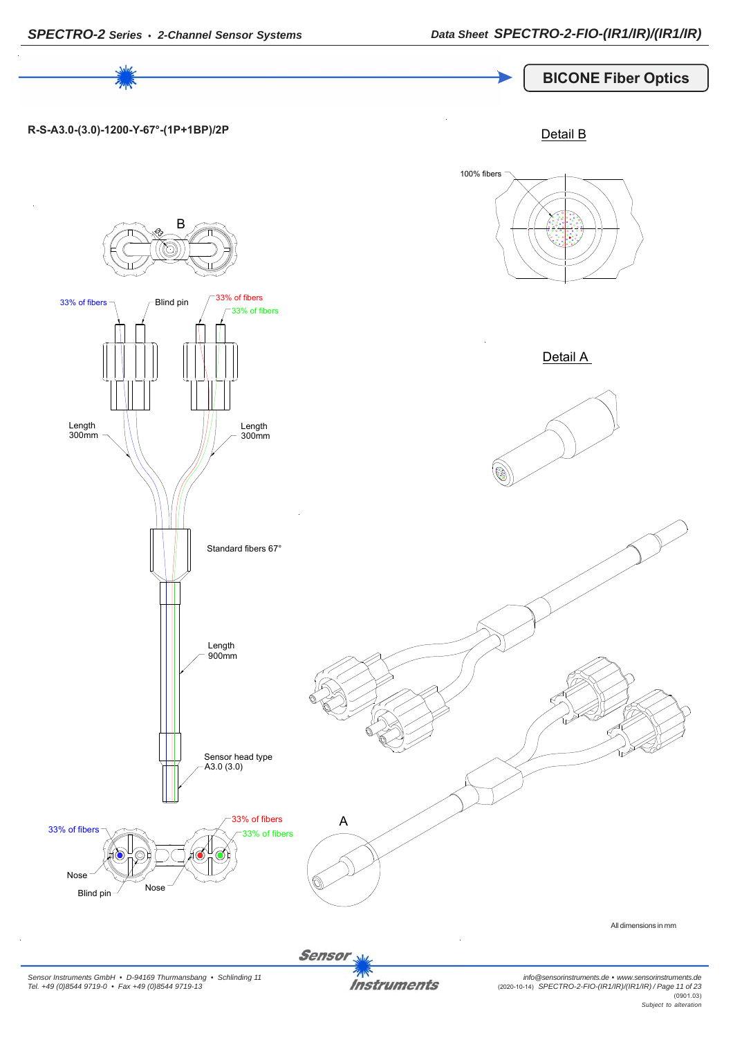## BICONE Fiber Optics

**R-S-A3.0-(3.0)-1200-Y-67°-(1P+1BP)/2P**

Detail B

100% fibers

B

Ø3

33% of fibers

Blind pin

33% of fibers

33% of fibers

Detail A

Length 300mm

Length 300mm

Standard fibers 67°

Length 900mm

Sensor head type A3.0 (3.0)

33% of fibers

33% of fibers

33% of fibers

A

Nose

Nose

Blind pin

All dimensions in mm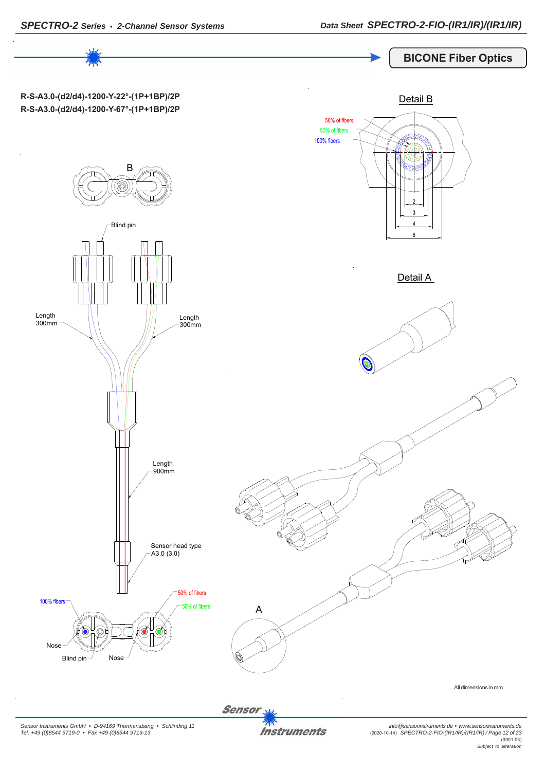## BICONE Fiber Optics

**R-S-A3.0-(d2/d4)-1200-Y-22°-(1P+1BP)/2P**
**R-S-A3.0-(d2/d4)-1200-Y-67°-(1P+1BP)/2P**

Detail B

50% of fibers
50% of fibers
100% fibers

2
3
4
6

B

Blind pin

Length 300mm

Length 300mm

Length 900mm

Sensor head type A3.0 (3.0)

100% fibers

50% of fibers

50% of fibers

Nose

Blind pin

Nose

Detail A

A

All dimensions in mm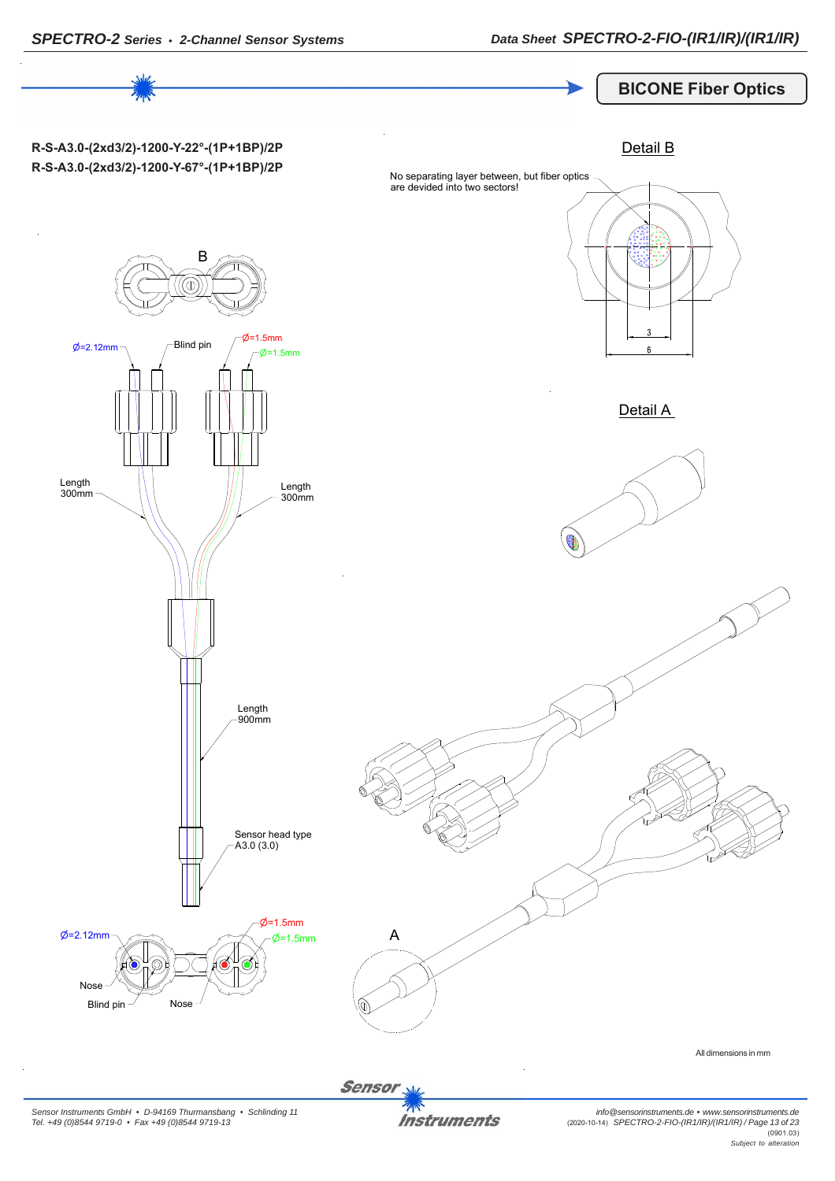## BICONE Fiber Optics

**R-S-A3.0-(2xd3/2)-1200-Y-22°-(1P+1BP)/2P**
**R-S-A3.0-(2xd3/2)-1200-Y-67°-(1P+1BP)/2P**

Detail B

No separating layer between, but fiber optics are devided into two sectors!

3

6

Detail A

B

Ø=2.12mm

Blind pin

Ø=1.5mm

Ø=1.5mm

Length 300mm

Length 300mm

Length 900mm

Sensor head type A3.0 (3.0)

Ø=2.12mm

Ø=1.5mm

Ø=1.5mm

Nose

Blind pin

Nose

A

All dimensions in mm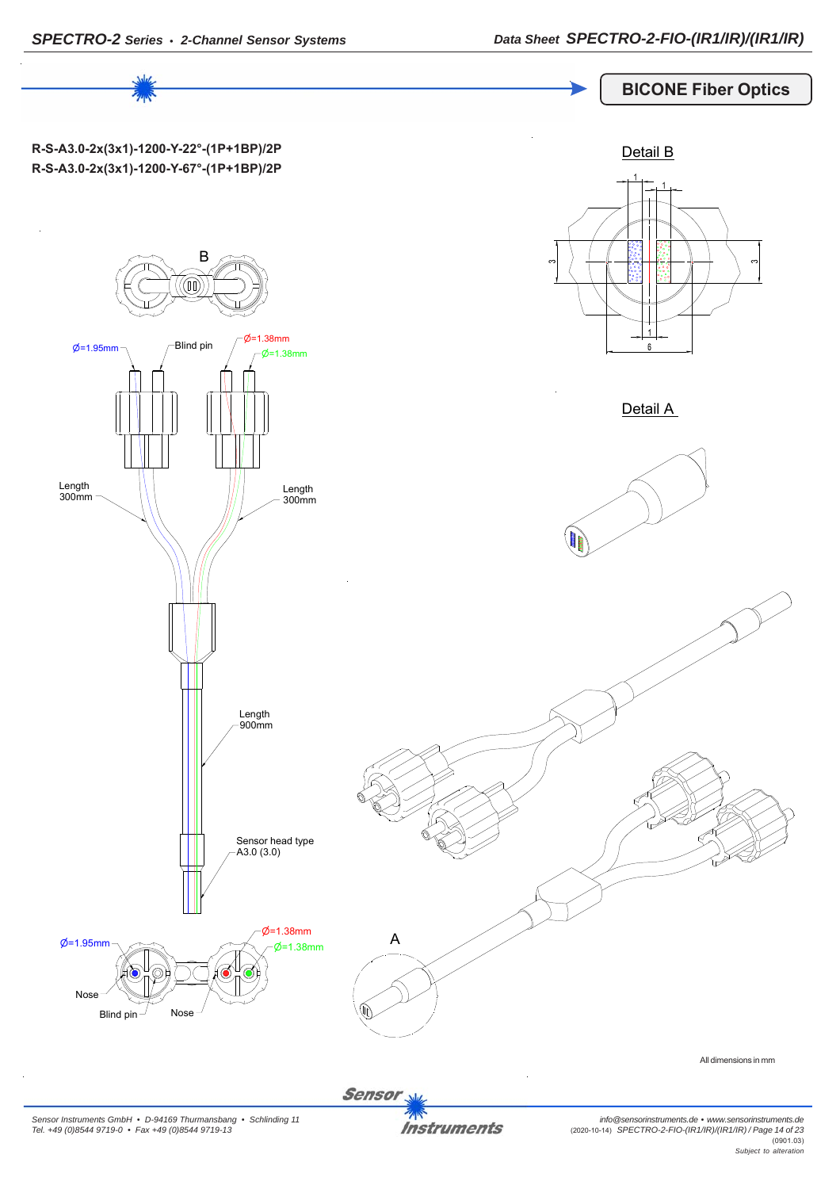## BICONE Fiber Optics

**R-S-A3.0-2x(3x1)-1200-Y-22°-(1P+1BP)/2P**
**R-S-A3.0-2x(3x1)-1200-Y-67°-(1P+1BP)/2P**

Detail B

B

Ø=1.95mm Blind pin Ø=1.38mm Ø=1.38mm

Detail A

Length 300mm

Length 300mm

Length 900mm

Sensor head type A3.0 (3.0)

Ø=1.95mm Ø=1.38mm Ø=1.38mm

A

Nose

Blind pin

Nose

All dimensions in mm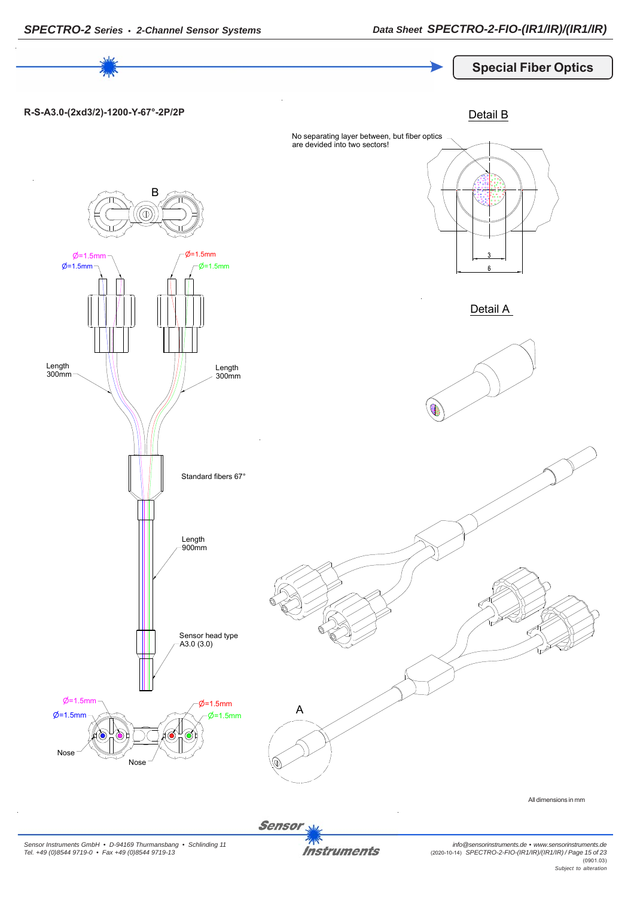## Special Fiber Optics

**R-S-A3.0-(2xd3/2)-1200-Y-67°-2P/2P**

Detail B

No separating layer between, but fiber optics are devided into two sectors!

3

6

Detail A

B

Ø=1.5mm

Ø=1.5mm

Ø=1.5mm

Ø=1.5mm

Length 300mm

Length 300mm

Standard fibers 67°

Length 900mm

Sensor head type A3.0 (3.0)

Ø=1.5mm

Ø=1.5mm

Ø=1.5mm

Ø=1.5mm

Nose

Nose

A

All dimensions in mm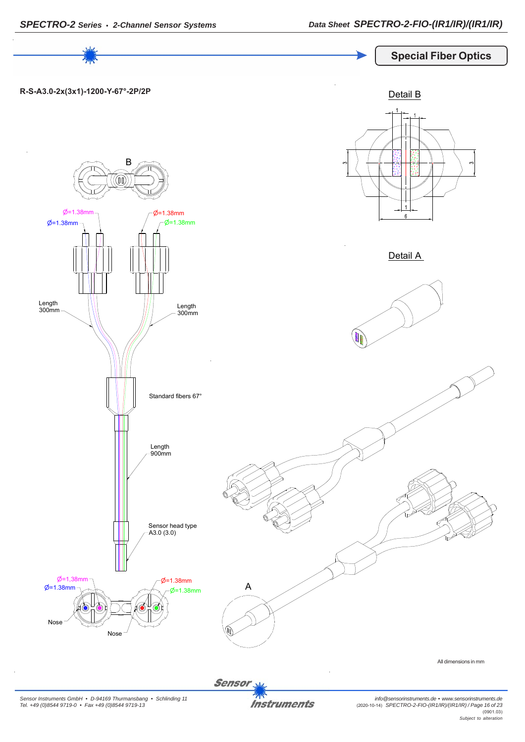## Special Fiber Optics

**R-S-A3.0-2x(3x1)-1200-Y-67°-2P/2P**

Detail B

Detail A

B

Ø=1.38mm Ø=1.38mm Ø=1.38mm Ø=1.38mm

Length 300mm

Length 300mm

Standard fibers 67°

Length 900mm

Sensor head type A3.0 (3.0)

Ø=1,38mm Ø=1.38mm Ø=1.38mm Ø=1.38mm

Nose

Nose

A

All dimensions in mm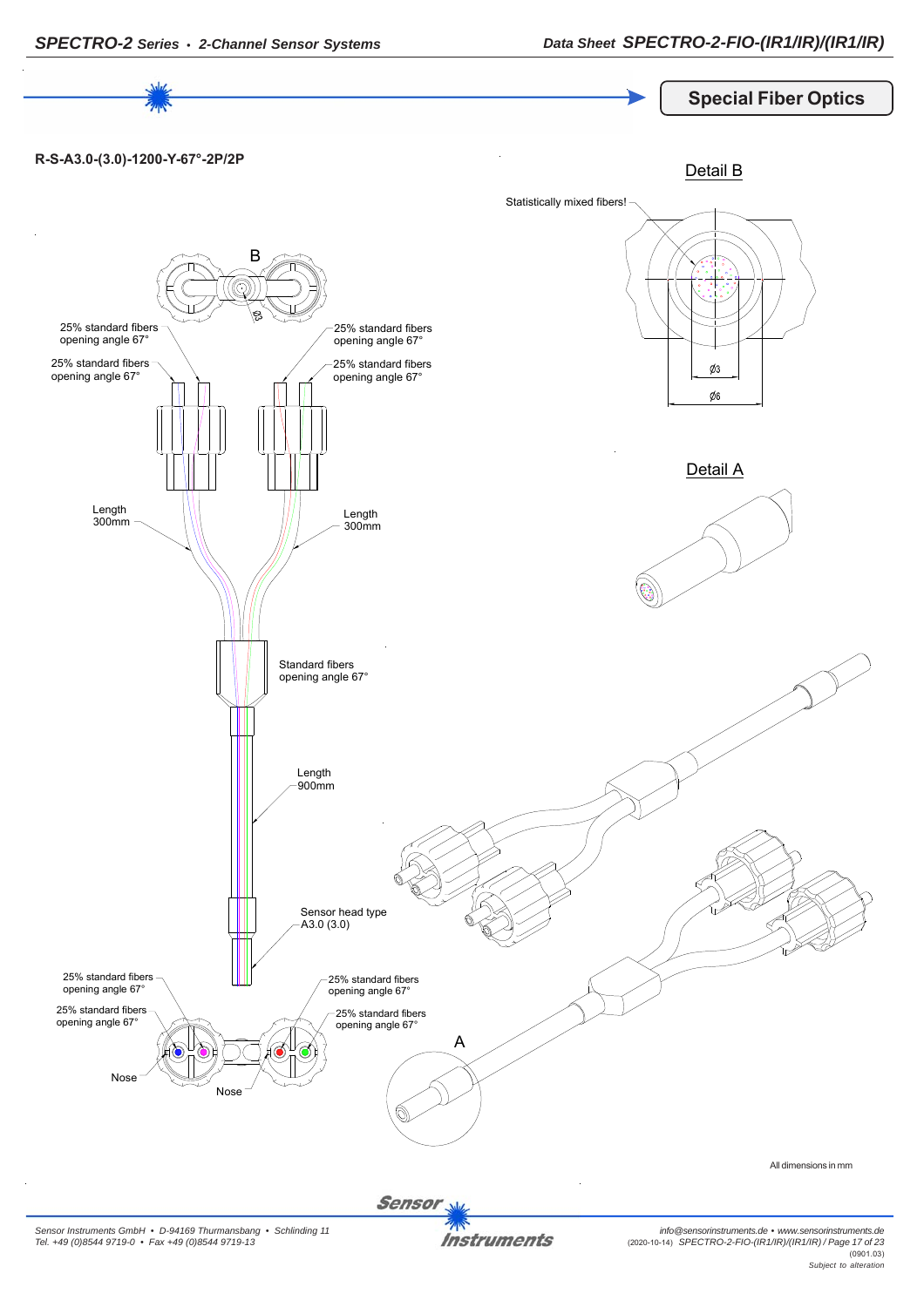## Special Fiber Optics

**R-S-A3.0-(3.0)-1200-Y-67°-2P/2P**

Detail B

Statistically mixed fibers!

Ø3

Ø6

B

Ø3

25% standard fibers
opening angle 67°

25% standard fibers
opening angle 67°

25% standard fibers
opening angle 67°

25% standard fibers
opening angle 67°

Length
300mm

Length
300mm

Detail A

Standard fibers
opening angle 67°

Length
900mm

Sensor head type
A3.0 (3.0)

25% standard fibers
opening angle 67°

25% standard fibers
opening angle 67°

25% standard fibers
opening angle 67°

25% standard fibers
opening angle 67°

Nose

Nose

A

All dimensions in mm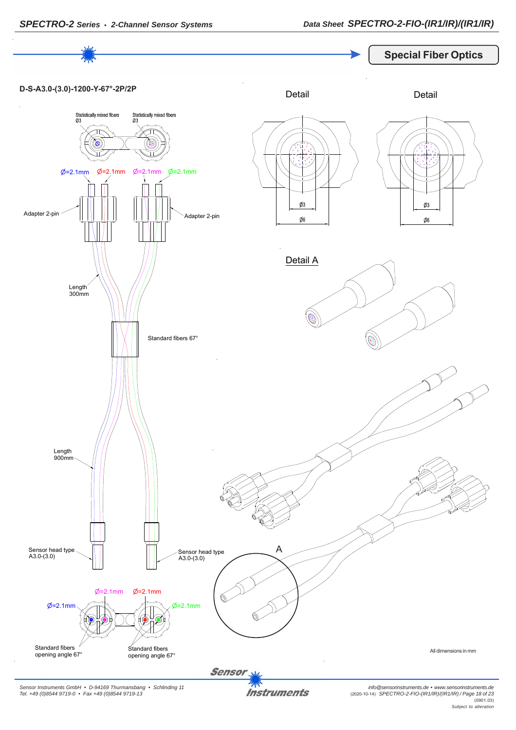## Special Fiber Optics

**D-S-A3.0-(3.0)-1200-Y-67°-2P/2P**

Statistically mixed fibers Ø3

Statistically mixed fibers Ø3

Ø=2.1mm Ø=2.1mm Ø=2.1mm Ø=2.1mm

Adapter 2-pin

Adapter 2-pin

Length 300mm

Standard fibers 67°

Length 900mm

Sensor head type A3.0-(3.0)

Sensor head type A3.0-(3.0)

Ø=2.1mm Ø=2.1mm

Ø=2.1mm Ø=2.1mm

Standard fibers opening angle 67°

Standard fibers opening angle 67°

Detail

Ø3

Ø6

Detail

Ø3

Ø6

Detail A

A

All dimensions in mm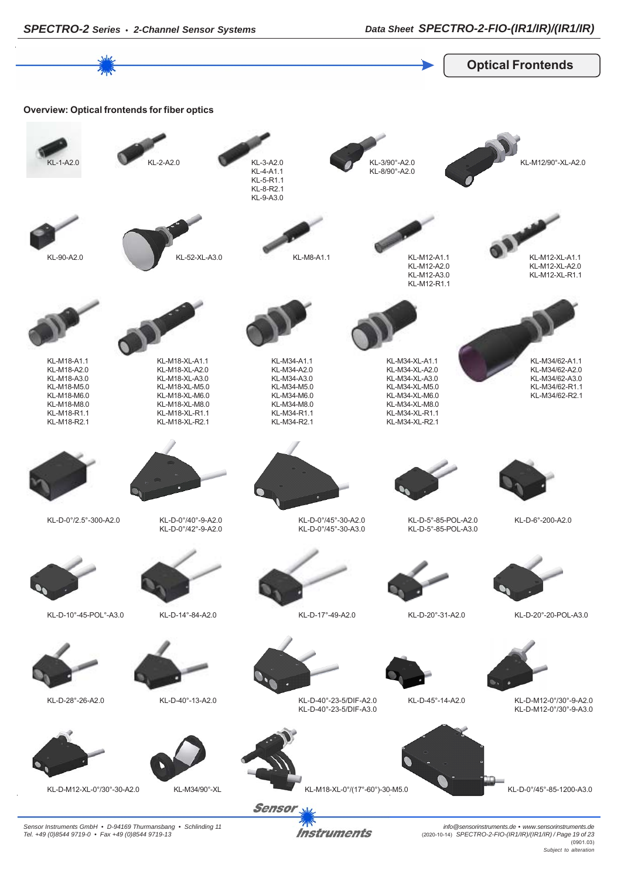## Optical Frontends

**Overview: Optical frontends for fiber optics**

KL-1-A2.0

KL-2-A2.0

KL-3-A2.0
KL-4-A1.1
KL-5-R1.1
KL-8-R2.1
KL-9-A3.0

KL-3/90°-A2.0
KL-8/90°-A2.0

KL-M12/90°-XL-A2.0

KL-90-A2.0

KL-52-XL-A3.0

KL-M8-A1.1

KL-M12-A1.1
KL-M12-A2.0
KL-M12-A3.0
KL-M12-R1.1

KL-M12-XL-A1.1
KL-M12-XL-A2.0
KL-M12-XL-R1.1

KL-M18-A1.1
KL-M18-A2.0
KL-M18-A3.0
KL-M18-M5.0
KL-M18-M6.0
KL-M18-M8.0
KL-M18-R1.1
KL-M18-R2.1

KL-M18-XL-A1.1
KL-M18-XL-A2.0
KL-M18-XL-A3.0
KL-M18-XL-M5.0
KL-M18-XL-M6.0
KL-M18-XL-M8.0
KL-M18-XL-R1.1
KL-M18-XL-R2.1

KL-M34-A1.1
KL-M34-A2.0
KL-M34-A3.0
KL-M34-M5.0
KL-M34-M6.0
KL-M34-M8.0
KL-M34-R1.1
KL-M34-R2.1

KL-M34-XL-A1.1
KL-M34-XL-A2.0
KL-M34-XL-A3.0
KL-M34-XL-M5.0
KL-M34-XL-M6.0
KL-M34-XL-M8.0
KL-M34-XL-R1.1
KL-M34-XL-R2.1

KL-M34/62-A1.1
KL-M34/62-A2.0
KL-M34/62-A3.0
KL-M34/62-R1.1
KL-M34/62-R2.1

KL-D-0°/2.5°-300-A2.0

KL-D-0°/40°-9-A2.0
KL-D-0°/42°-9-A2.0

KL-D-0°/45°-30-A2.0
KL-D-0°/45°-30-A3.0

KL-D-5°-85-POL-A2.0
KL-D-5°-85-POL-A3.0

KL-D-6°-200-A2.0

KL-D-10°-45-POL°-A3.0

KL-D-14°-84-A2.0

KL-D-17°-49-A2.0

KL-D-20°-31-A2.0

KL-D-20°-20-POL-A3.0

KL-D-28°-26-A2.0

KL-D-40°-13-A2.0

KL-D-40°-23-5/DIF-A2.0
KL-D-40°-23-5/DIF-A3.0

KL-D-45°-14-A2.0

KL-D-M12-0°/30°-9-A2.0
KL-D-M12-0°/30°-9-A3.0

KL-D-M12-XL-0°/30°-30-A2.0

KL-M34/90°-XL

KL-M18-XL-0°/(17°-60°)-30-M5.0

KL-D-0°/45°-85-1200-A3.0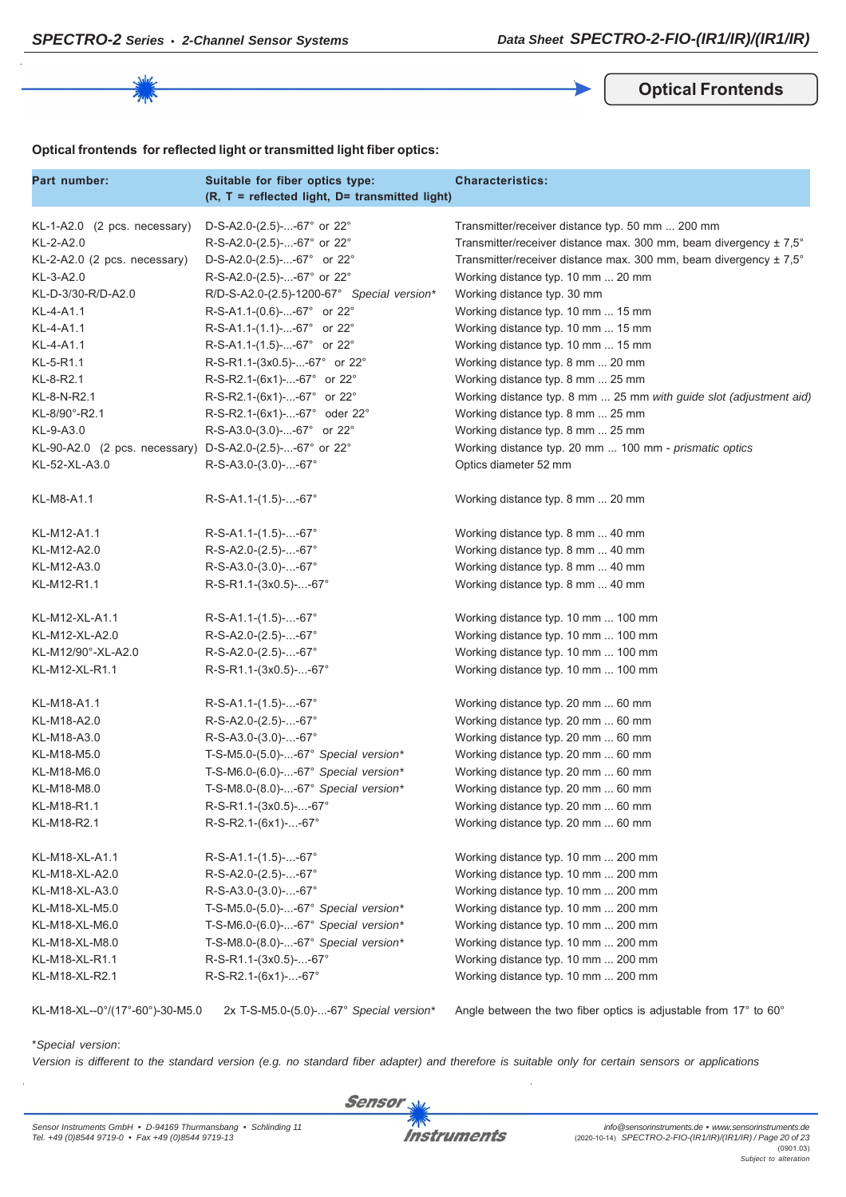## Optical Frontends

**Optical frontends for reflected light or transmitted light fiber optics:**

| Part number: | Suitable for fiber optics type: (R, T = reflected light, D= transmitted light) | Characteristics: |
|---|---|---|
| KL-1-A2.0 (2 pcs. necessary) | D-S-A2.0-(2.5)-...-67° or 22° | Transmitter/receiver distance typ. 50 mm ... 200 mm |
| KL-2-A2.0 | R-S-A2.0-(2.5)-...-67° or 22° | Transmitter/receiver distance max. 300 mm, beam divergency ± 7,5° |
| KL-2-A2.0 (2 pcs. necessary) | D-S-A2.0-(2.5)-...-67° or 22° | Transmitter/receiver distance max. 300 mm, beam divergency ± 7,5° |
| KL-3-A2.0 | R-S-A2.0-(2.5)-...-67° or 22° | Working distance typ. 10 mm ... 20 mm |
| KL-D-3/30-R/D-A2.0 | R/D-S-A2.0-(2.5)-1200-67° *Special version** | Working distance typ. 30 mm |
| KL-4-A1.1 | R-S-A1.1-(0.6)-...-67° or 22° | Working distance typ. 10 mm ... 15 mm |
| KL-4-A1.1 | R-S-A1.1-(1.1)-...-67° or 22° | Working distance typ. 10 mm ... 15 mm |
| KL-4-A1.1 | R-S-A1.1-(1.5)-...-67° or 22° | Working distance typ. 10 mm ... 15 mm |
| KL-5-R1.1 | R-S-R1.1-(3x0.5)-...-67° or 22° | Working distance typ. 8 mm ... 20 mm |
| KL-8-R2.1 | R-S-R2.1-(6x1)-...-67° or 22° | Working distance typ. 8 mm ... 25 mm |
| KL-8-N-R2.1 | R-S-R2.1-(6x1)-...-67° or 22° | Working distance typ. 8 mm ... 25 mm *with guide slot (adjustment aid)* |
| KL-8/90°-R2.1 | R-S-R2.1-(6x1)-...-67° oder 22° | Working distance typ. 8 mm ... 25 mm |
| KL-9-A3.0 | R-S-A3.0-(3.0)-...-67° or 22° | Working distance typ. 8 mm ... 25 mm |
| KL-90-A2.0 (2 pcs. necessary) | D-S-A2.0-(2.5)-...-67° or 22° | Working distance typ. 20 mm ... 100 mm - *prismatic optics* |
| KL-52-XL-A3.0 | R-S-A3.0-(3.0)-...-67° | Optics diameter 52 mm |
| KL-M8-A1.1 | R-S-A1.1-(1.5)-...-67° | Working distance typ. 8 mm ... 20 mm |
| KL-M12-A1.1 | R-S-A1.1-(1.5)-...-67° | Working distance typ. 8 mm ... 40 mm |
| KL-M12-A2.0 | R-S-A2.0-(2.5)-...-67° | Working distance typ. 8 mm ... 40 mm |
| KL-M12-A3.0 | R-S-A3.0-(3.0)-...-67° | Working distance typ. 8 mm ... 40 mm |
| KL-M12-R1.1 | R-S-R1.1-(3x0.5)-...-67° | Working distance typ. 8 mm ... 40 mm |
| KL-M12-XL-A1.1 | R-S-A1.1-(1.5)-...-67° | Working distance typ. 10 mm ... 100 mm |
| KL-M12-XL-A2.0 | R-S-A2.0-(2.5)-...-67° | Working distance typ. 10 mm ... 100 mm |
| KL-M12/90°-XL-A2.0 | R-S-A2.0-(2.5)-...-67° | Working distance typ. 10 mm ... 100 mm |
| KL-M12-XL-R1.1 | R-S-R1.1-(3x0.5)-...-67° | Working distance typ. 10 mm ... 100 mm |
| KL-M18-A1.1 | R-S-A1.1-(1.5)-...-67° | Working distance typ. 20 mm ... 60 mm |
| KL-M18-A2.0 | R-S-A2.0-(2.5)-...-67° | Working distance typ. 20 mm ... 60 mm |
| KL-M18-A3.0 | R-S-A3.0-(3.0)-...-67° | Working distance typ. 20 mm ... 60 mm |
| KL-M18-M5.0 | T-S-M5.0-(5.0)-...-67° *Special version** | Working distance typ. 20 mm ... 60 mm |
| KL-M18-M6.0 | T-S-M6.0-(6.0)-...-67° *Special version** | Working distance typ. 20 mm ... 60 mm |
| KL-M18-M8.0 | T-S-M8.0-(8.0)-...-67° *Special version** | Working distance typ. 20 mm ... 60 mm |
| KL-M18-R1.1 | R-S-R1.1-(3x0.5)-...-67° | Working distance typ. 20 mm ... 60 mm |
| KL-M18-R2.1 | R-S-R2.1-(6x1)-...-67° | Working distance typ. 20 mm ... 60 mm |
| KL-M18-XL-A1.1 | R-S-A1.1-(1.5)-...-67° | Working distance typ. 10 mm ... 200 mm |
| KL-M18-XL-A2.0 | R-S-A2.0-(2.5)-...-67° | Working distance typ. 10 mm ... 200 mm |
| KL-M18-XL-A3.0 | R-S-A3.0-(3.0)-...-67° | Working distance typ. 10 mm ... 200 mm |
| KL-M18-XL-M5.0 | T-S-M5.0-(5.0)-...-67° *Special version** | Working distance typ. 10 mm ... 200 mm |
| KL-M18-XL-M6.0 | T-S-M6.0-(6.0)-...-67° *Special version** | Working distance typ. 10 mm ... 200 mm |
| KL-M18-XL-M8.0 | T-S-M8.0-(8.0)-...-67° *Special version** | Working distance typ. 10 mm ... 200 mm |
| KL-M18-XL-R1.1 | R-S-R1.1-(3x0.5)-...-67° | Working distance typ. 10 mm ... 200 mm |
| KL-M18-XL-R2.1 | R-S-R2.1-(6x1)-...-67° | Working distance typ. 10 mm ... 200 mm |
| KL-M18-XL--0°/(17°-60°)-30-M5.0 | 2x T-S-M5.0-(5.0)-...-67° *Special version** | Angle between the two fiber optics is adjustable from 17° to 60° |

*\*Special version*:
*Version is different to the standard version (e.g. no standard fiber adapter) and therefore is suitable only for certain sensors or applications*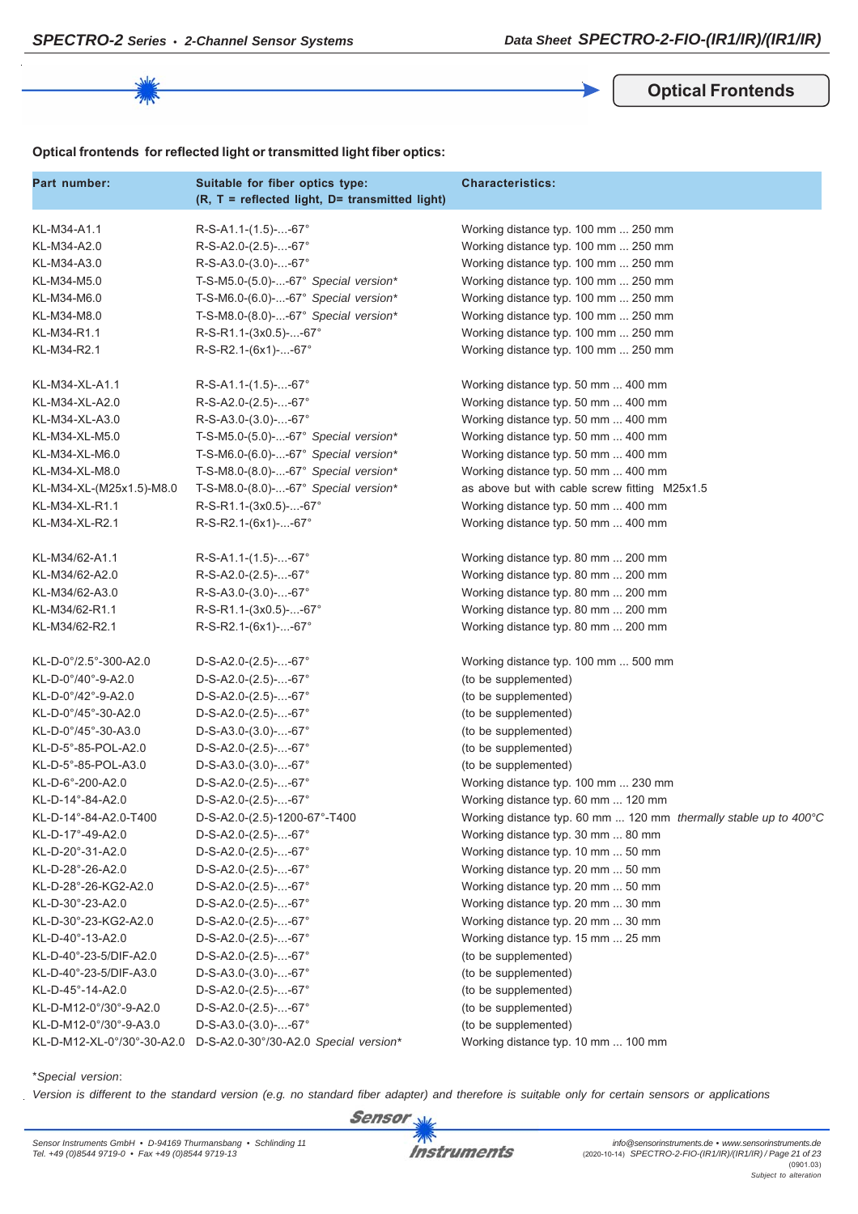## Optical Frontends

**Optical frontends for reflected light or transmitted light fiber optics:**

| Part number: | Suitable for fiber optics type: (R, T = reflected light, D= transmitted light) | Characteristics: |
|---|---|---|
| KL-M34-A1.1 | R-S-A1.1-(1.5)-...-67° | Working distance typ. 100 mm ... 250 mm |
| KL-M34-A2.0 | R-S-A2.0-(2.5)-...-67° | Working distance typ. 100 mm ... 250 mm |
| KL-M34-A3.0 | R-S-A3.0-(3.0)-...-67° | Working distance typ. 100 mm ... 250 mm |
| KL-M34-M5.0 | T-S-M5.0-(5.0)-...-67° *Special version** | Working distance typ. 100 mm ... 250 mm |
| KL-M34-M6.0 | T-S-M6.0-(6.0)-...-67° *Special version** | Working distance typ. 100 mm ... 250 mm |
| KL-M34-M8.0 | T-S-M8.0-(8.0)-...-67° *Special version** | Working distance typ. 100 mm ... 250 mm |
| KL-M34-R1.1 | R-S-R1.1-(3x0.5)-...-67° | Working distance typ. 100 mm ... 250 mm |
| KL-M34-R2.1 | R-S-R2.1-(6x1)-...-67° | Working distance typ. 100 mm ... 250 mm |
| | | |
| KL-M34-XL-A1.1 | R-S-A1.1-(1.5)-...-67° | Working distance typ. 50 mm ... 400 mm |
| KL-M34-XL-A2.0 | R-S-A2.0-(2.5)-...-67° | Working distance typ. 50 mm ... 400 mm |
| KL-M34-XL-A3.0 | R-S-A3.0-(3.0)-...-67° | Working distance typ. 50 mm ... 400 mm |
| KL-M34-XL-M5.0 | T-S-M5.0-(5.0)-...-67° *Special version** | Working distance typ. 50 mm ... 400 mm |
| KL-M34-XL-M6.0 | T-S-M6.0-(6.0)-...-67° *Special version** | Working distance typ. 50 mm ... 400 mm |
| KL-M34-XL-M8.0 | T-S-M8.0-(8.0)-...-67° *Special version** | Working distance typ. 50 mm ... 400 mm |
| KL-M34-XL-(M25x1.5)-M8.0 | T-S-M8.0-(8.0)-...-67° *Special version** | as above but with cable screw fitting M25x1.5 |
| KL-M34-XL-R1.1 | R-S-R1.1-(3x0.5)-...-67° | Working distance typ. 50 mm ... 400 mm |
| KL-M34-XL-R2.1 | R-S-R2.1-(6x1)-...-67° | Working distance typ. 50 mm ... 400 mm |
| | | |
| KL-M34/62-A1.1 | R-S-A1.1-(1.5)-...-67° | Working distance typ. 80 mm ... 200 mm |
| KL-M34/62-A2.0 | R-S-A2.0-(2.5)-...-67° | Working distance typ. 80 mm ... 200 mm |
| KL-M34/62-A3.0 | R-S-A3.0-(3.0)-...-67° | Working distance typ. 80 mm ... 200 mm |
| KL-M34/62-R1.1 | R-S-R1.1-(3x0.5)-...-67° | Working distance typ. 80 mm ... 200 mm |
| KL-M34/62-R2.1 | R-S-R2.1-(6x1)-...-67° | Working distance typ. 80 mm ... 200 mm |
| | | |
| KL-D-0°/2.5°-300-A2.0 | D-S-A2.0-(2.5)-...-67° | Working distance typ. 100 mm ... 500 mm |
| KL-D-0°/40°-9-A2.0 | D-S-A2.0-(2.5)-...-67° | (to be supplemented) |
| KL-D-0°/42°-9-A2.0 | D-S-A2.0-(2.5)-...-67° | (to be supplemented) |
| KL-D-0°/45°-30-A2.0 | D-S-A2.0-(2.5)-...-67° | (to be supplemented) |
| KL-D-0°/45°-30-A3.0 | D-S-A3.0-(3.0)-...-67° | (to be supplemented) |
| KL-D-5°-85-POL-A2.0 | D-S-A2.0-(2.5)-...-67° | (to be supplemented) |
| KL-D-5°-85-POL-A3.0 | D-S-A3.0-(3.0)-...-67° | (to be supplemented) |
| KL-D-6°-200-A2.0 | D-S-A2.0-(2.5)-...-67° | Working distance typ. 100 mm ... 230 mm |
| KL-D-14°-84-A2.0 | D-S-A2.0-(2.5)-...-67° | Working distance typ. 60 mm ... 120 mm |
| KL-D-14°-84-A2.0-T400 | D-S-A2.0-(2.5)-1200-67°-T400 | Working distance typ. 60 mm ... 120 mm *thermally stable up to 400°C* |
| KL-D-17°-49-A2.0 | D-S-A2.0-(2.5)-...-67° | Working distance typ. 30 mm ... 80 mm |
| KL-D-20°-31-A2.0 | D-S-A2.0-(2.5)-...-67° | Working distance typ. 10 mm ... 50 mm |
| KL-D-28°-26-A2.0 | D-S-A2.0-(2.5)-...-67° | Working distance typ. 20 mm ... 50 mm |
| KL-D-28°-26-KG2-A2.0 | D-S-A2.0-(2.5)-...-67° | Working distance typ. 20 mm ... 50 mm |
| KL-D-30°-23-A2.0 | D-S-A2.0-(2.5)-...-67° | Working distance typ. 20 mm ... 30 mm |
| KL-D-30°-23-KG2-A2.0 | D-S-A2.0-(2.5)-...-67° | Working distance typ. 20 mm ... 30 mm |
| KL-D-40°-13-A2.0 | D-S-A2.0-(2.5)-...-67° | Working distance typ. 15 mm ... 25 mm |
| KL-D-40°-23-5/DIF-A2.0 | D-S-A2.0-(2.5)-...-67° | (to be supplemented) |
| KL-D-40°-23-5/DIF-A3.0 | D-S-A3.0-(3.0)-...-67° | (to be supplemented) |
| KL-D-45°-14-A2.0 | D-S-A2.0-(2.5)-...-67° | (to be supplemented) |
| KL-D-M12-0°/30°-9-A2.0 | D-S-A2.0-(2.5)-...-67° | (to be supplemented) |
| KL-D-M12-0°/30°-9-A3.0 | D-S-A3.0-(3.0)-...-67° | (to be supplemented) |
| KL-D-M12-XL-0°/30°-30-A2.0 | D-S-A2.0-30°/30-A2.0 *Special version** | Working distance typ. 10 mm ... 100 mm |

**Special version*:

*Version is different to the standard version (e.g. no standard fiber adapter) and therefore is suitable only for certain sensors or applications*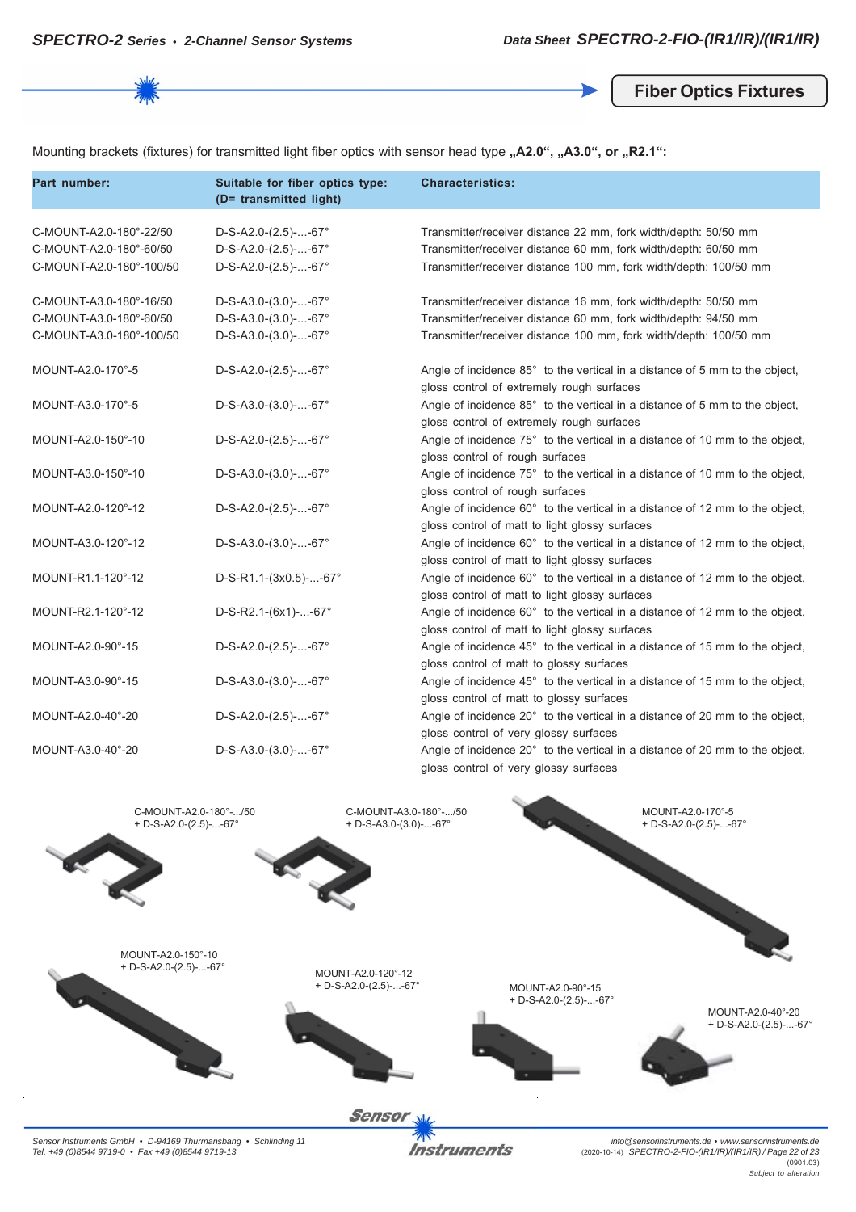## Fiber Optics Fixtures

Mounting brackets (fixtures) for transmitted light fiber optics with sensor head type **„A2.0", „A3.0", or „R2.1":**

| Part number: | Suitable for fiber optics type: (D= transmitted light) | Characteristics: |
|---|---|---|
| C-MOUNT-A2.0-180°-22/50 | D-S-A2.0-(2.5)-...-67° | Transmitter/receiver distance 22 mm, fork width/depth: 50/50 mm |
| C-MOUNT-A2.0-180°-60/50 | D-S-A2.0-(2.5)-...-67° | Transmitter/receiver distance 60 mm, fork width/depth: 60/50 mm |
| C-MOUNT-A2.0-180°-100/50 | D-S-A2.0-(2.5)-...-67° | Transmitter/receiver distance 100 mm, fork width/depth: 100/50 mm |
| C-MOUNT-A3.0-180°-16/50 | D-S-A3.0-(3.0)-...-67° | Transmitter/receiver distance 16 mm, fork width/depth: 50/50 mm |
| C-MOUNT-A3.0-180°-60/50 | D-S-A3.0-(3.0)-...-67° | Transmitter/receiver distance 60 mm, fork width/depth: 94/50 mm |
| C-MOUNT-A3.0-180°-100/50 | D-S-A3.0-(3.0)-...-67° | Transmitter/receiver distance 100 mm, fork width/depth: 100/50 mm |
| MOUNT-A2.0-170°-5 | D-S-A2.0-(2.5)-...-67° | Angle of incidence 85° to the vertical in a distance of 5 mm to the object, gloss control of extremely rough surfaces |
| MOUNT-A3.0-170°-5 | D-S-A3.0-(3.0)-...-67° | Angle of incidence 85° to the vertical in a distance of 5 mm to the object, gloss control of extremely rough surfaces |
| MOUNT-A2.0-150°-10 | D-S-A2.0-(2.5)-...-67° | Angle of incidence 75° to the vertical in a distance of 10 mm to the object, gloss control of rough surfaces |
| MOUNT-A3.0-150°-10 | D-S-A3.0-(3.0)-...-67° | Angle of incidence 75° to the vertical in a distance of 10 mm to the object, gloss control of rough surfaces |
| MOUNT-A2.0-120°-12 | D-S-A2.0-(2.5)-...-67° | Angle of incidence 60° to the vertical in a distance of 12 mm to the object, gloss control of matt to light glossy surfaces |
| MOUNT-A3.0-120°-12 | D-S-A3.0-(3.0)-...-67° | Angle of incidence 60° to the vertical in a distance of 12 mm to the object, gloss control of matt to light glossy surfaces |
| MOUNT-R1.1-120°-12 | D-S-R1.1-(3x0.5)-...-67° | Angle of incidence 60° to the vertical in a distance of 12 mm to the object, gloss control of matt to light glossy surfaces |
| MOUNT-R2.1-120°-12 | D-S-R2.1-(6x1)-...-67° | Angle of incidence 60° to the vertical in a distance of 12 mm to the object, gloss control of matt to light glossy surfaces |
| MOUNT-A2.0-90°-15 | D-S-A2.0-(2.5)-...-67° | Angle of incidence 45° to the vertical in a distance of 15 mm to the object, gloss control of matt to glossy surfaces |
| MOUNT-A3.0-90°-15 | D-S-A3.0-(3.0)-...-67° | Angle of incidence 45° to the vertical in a distance of 15 mm to the object, gloss control of matt to glossy surfaces |
| MOUNT-A2.0-40°-20 | D-S-A2.0-(2.5)-...-67° | Angle of incidence 20° to the vertical in a distance of 20 mm to the object, gloss control of very glossy surfaces |
| MOUNT-A3.0-40°-20 | D-S-A3.0-(3.0)-...-67° | Angle of incidence 20° to the vertical in a distance of 20 mm to the object, gloss control of very glossy surfaces |

C-MOUNT-A2.0-180°-.../50
+ D-S-A2.0-(2.5)-...-67°

C-MOUNT-A3.0-180°-.../50
+ D-S-A3.0-(3.0)-...-67°

MOUNT-A2.0-170°-5
+ D-S-A2.0-(2.5)-...-67°

MOUNT-A2.0-150°-10
+ D-S-A2.0-(2.5)-...-67°

MOUNT-A2.0-120°-12
+ D-S-A2.0-(2.5)-...-67°

MOUNT-A2.0-90°-15
+ D-S-A2.0-(2.5)-...-67°

MOUNT-A2.0-40°-20
+ D-S-A2.0-(2.5)-...-67°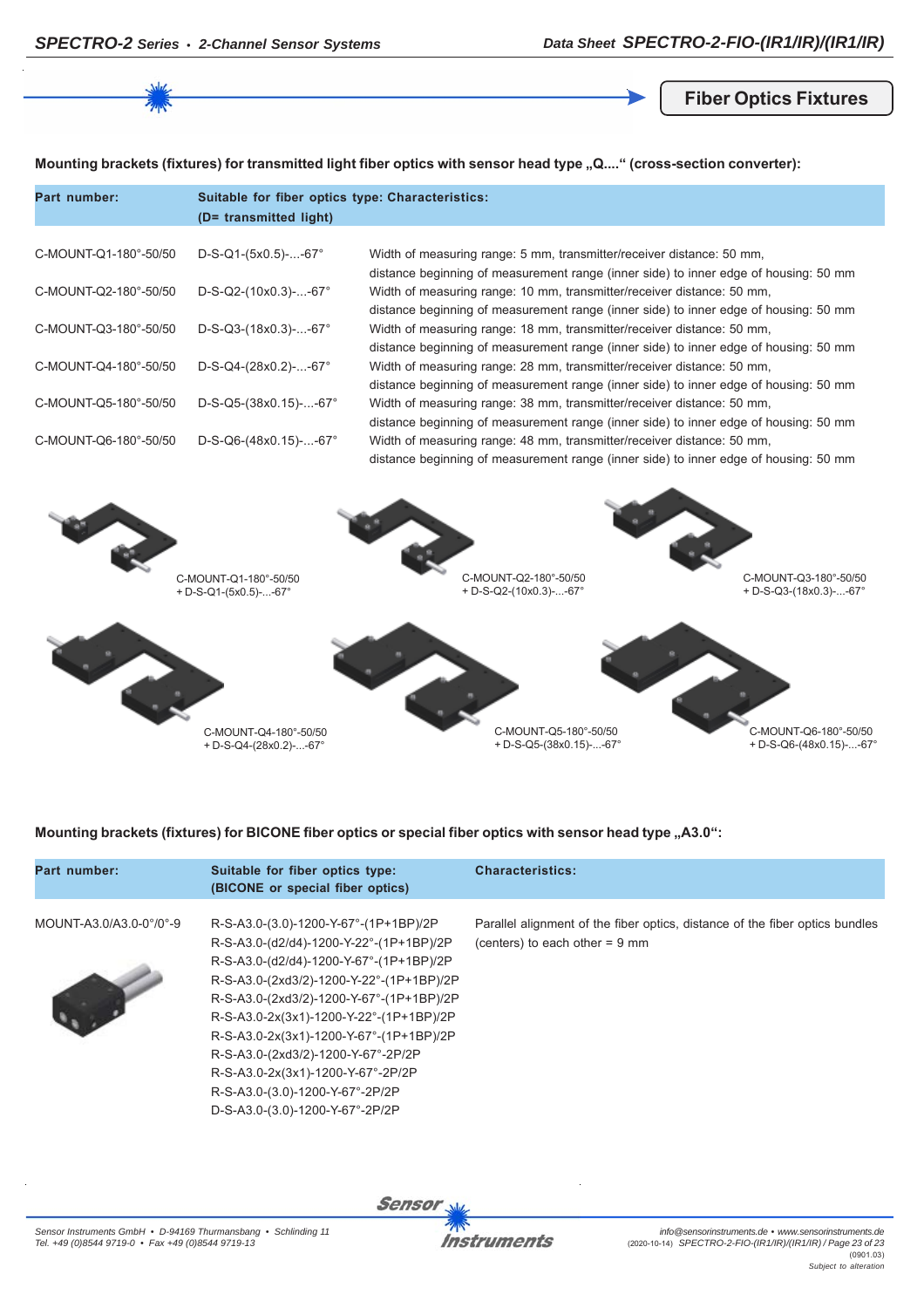## Fiber Optics Fixtures

**Mounting brackets (fixtures) for transmitted light fiber optics with sensor head type „Q....“ (cross-section converter):**

| Part number: | Suitable for fiber optics type: (D= transmitted light) | Characteristics: |
|---|---|---|
| C-MOUNT-Q1-180°-50/50 | D-S-Q1-(5x0.5)-...-67° | Width of measuring range: 5 mm, transmitter/receiver distance: 50 mm, distance beginning of measurement range (inner side) to inner edge of housing: 50 mm |
| C-MOUNT-Q2-180°-50/50 | D-S-Q2-(10x0.3)-...-67° | Width of measuring range: 10 mm, transmitter/receiver distance: 50 mm, distance beginning of measurement range (inner side) to inner edge of housing: 50 mm |
| C-MOUNT-Q3-180°-50/50 | D-S-Q3-(18x0.3)-...-67° | Width of measuring range: 18 mm, transmitter/receiver distance: 50 mm, distance beginning of measurement range (inner side) to inner edge of housing: 50 mm |
| C-MOUNT-Q4-180°-50/50 | D-S-Q4-(28x0.2)-...-67° | Width of measuring range: 28 mm, transmitter/receiver distance: 50 mm, distance beginning of measurement range (inner side) to inner edge of housing: 50 mm |
| C-MOUNT-Q5-180°-50/50 | D-S-Q5-(38x0.15)-...-67° | Width of measuring range: 38 mm, transmitter/receiver distance: 50 mm, distance beginning of measurement range (inner side) to inner edge of housing: 50 mm |
| C-MOUNT-Q6-180°-50/50 | D-S-Q6-(48x0.15)-...-67° | Width of measuring range: 48 mm, transmitter/receiver distance: 50 mm, distance beginning of measurement range (inner side) to inner edge of housing: 50 mm |

C-MOUNT-Q1-180°-50/50
+ D-S-Q1-(5x0.5)-...-67°

C-MOUNT-Q2-180°-50/50
+ D-S-Q2-(10x0.3)-...-67°

C-MOUNT-Q3-180°-50/50
+ D-S-Q3-(18x0.3)-...-67°

C-MOUNT-Q4-180°-50/50
+ D-S-Q4-(28x0.2)-...-67°

C-MOUNT-Q5-180°-50/50
+ D-S-Q5-(38x0.15)-...-67°

C-MOUNT-Q6-180°-50/50
+ D-S-Q6-(48x0.15)-...-67°

**Mounting brackets (fixtures) for BICONE fiber optics or special fiber optics with sensor head type „A3.0“:**

| Part number: | Suitable for fiber optics type: (BICONE or special fiber optics) | Characteristics: |
|---|---|---|
| MOUNT-A3.0/A3.0-0°/0°-9 | R-S-A3.0-(3.0)-1200-Y-67°-(1P+1BP)/2P<br>R-S-A3.0-(d2/d4)-1200-Y-22°-(1P+1BP)/2P<br>R-S-A3.0-(d2/d4)-1200-Y-67°-(1P+1BP)/2P<br>R-S-A3.0-(2xd3/2)-1200-Y-22°-(1P+1BP)/2P<br>R-S-A3.0-(2xd3/2)-1200-Y-67°-(1P+1BP)/2P<br>R-S-A3.0-2x(3x1)-1200-Y-22°-(1P+1BP)/2P<br>R-S-A3.0-2x(3x1)-1200-Y-67°-(1P+1BP)/2P<br>R-S-A3.0-(2xd3/2)-1200-Y-67°-2P/2P<br>R-S-A3.0-2x(3x1)-1200-Y-67°-2P/2P<br>R-S-A3.0-(3.0)-1200-Y-67°-2P/2P<br>D-S-A3.0-(3.0)-1200-Y-67°-2P/2P | Parallel alignment of the fiber optics, distance of the fiber optics bundles (centers) to each other = 9 mm |